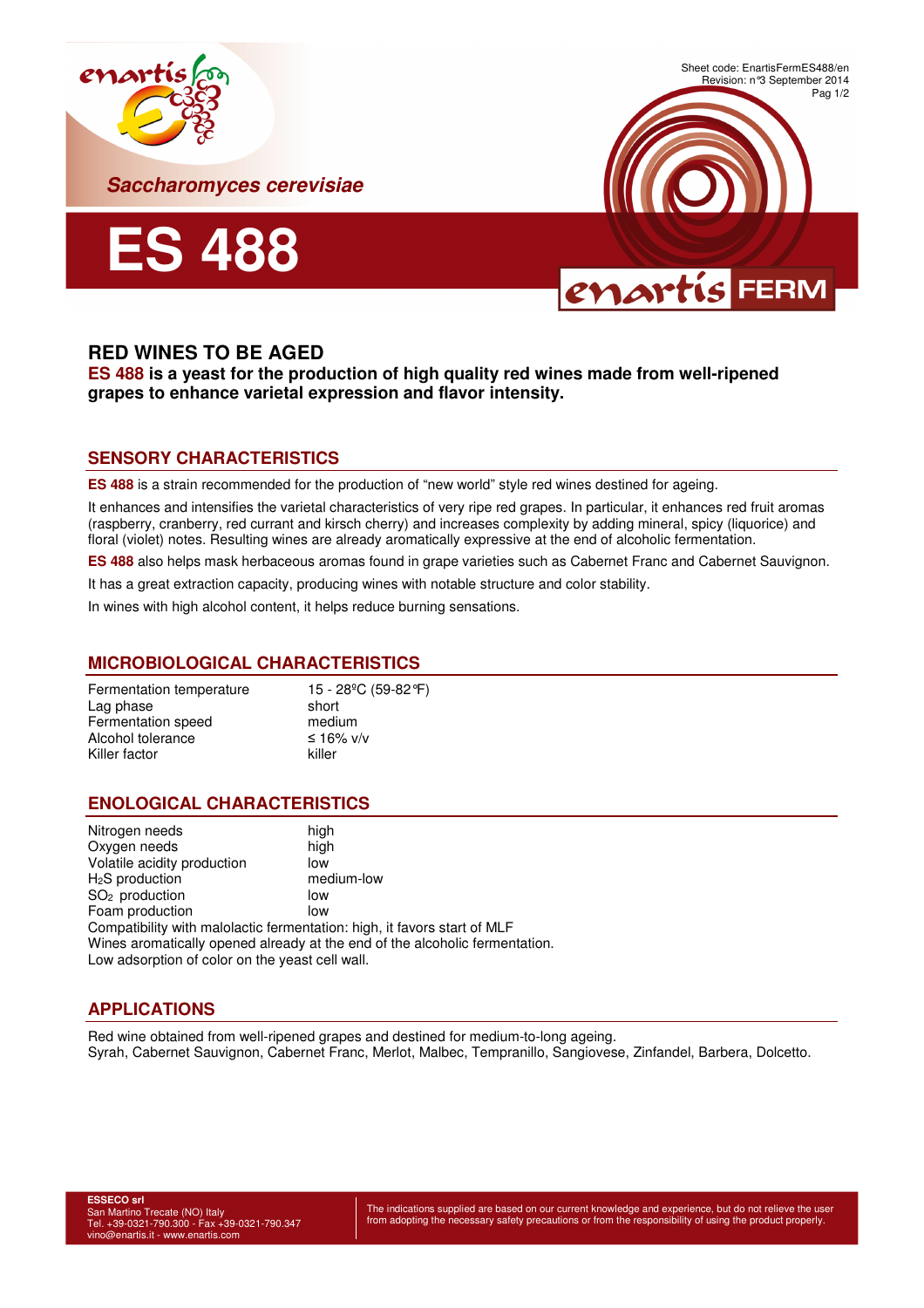*Saccharomyces cerevisiae*

# ES 488

Sheet code: EnartisFermES488/en
Revision: n°3 September 2014

## RED WINES TO BE AGED

**ES 488 is a yeast for the production of high quality red wines made from well-ripened grapes to enhance varietal expression and flavor intensity.**

## SENSORY CHARACTERISTICS

**ES 488** is a strain recommended for the production of "new world" style red wines destined for ageing.

It enhances and intensifies the varietal characteristics of very ripe red grapes. In particular, it enhances red fruit aromas (raspberry, cranberry, red currant and kirsch cherry) and increases complexity by adding mineral, spicy (liquorice) and floral (violet) notes. Resulting wines are already aromatically expressive at the end of alcoholic fermentation.

**ES 488** also helps mask herbaceous aromas found in grape varieties such as Cabernet Franc and Cabernet Sauvignon.

It has a great extraction capacity, producing wines with notable structure and color stability.

In wines with high alcohol content, it helps reduce burning sensations.

## MICROBIOLOGICAL CHARACTERISTICS

| | |
|---|---|
| Fermentation temperature | 15 - 28ºC (59-82°F) |
| Lag phase | short |
| Fermentation speed | medium |
| Alcohol tolerance | ≤ 16% v/v |
| Killer factor | killer |

## ENOLOGICAL CHARACTERISTICS

| | |
|---|---|
| Nitrogen needs | high |
| Oxygen needs | high |
| Volatile acidity production | low |
| $H_2S$ production | medium-low |
| $SO_2$ production | low |
| Foam production | low |

Compatibility with malolactic fermentation: high, it favors start of MLF
Wines aromatically opened already at the end of the alcoholic fermentation.
Low adsorption of color on the yeast cell wall.

## APPLICATIONS

Red wine obtained from well-ripened grapes and destined for medium-to-long ageing.
Syrah, Cabernet Sauvignon, Cabernet Franc, Merlot, Malbec, Tempranillo, Sangiovese, Zinfandel, Barbera, Dolcetto.

**ESSECO srl**
San Martino Trecate (NO) Italy
Tel. +39-0321-790.300 - Fax +39-0321-790.347
vino@enartis.it - www.enartis.com

The indications supplied are based on our current knowledge and experience, but do not relieve the user from adopting the necessary safety precautions or from the responsibility of using the product properly.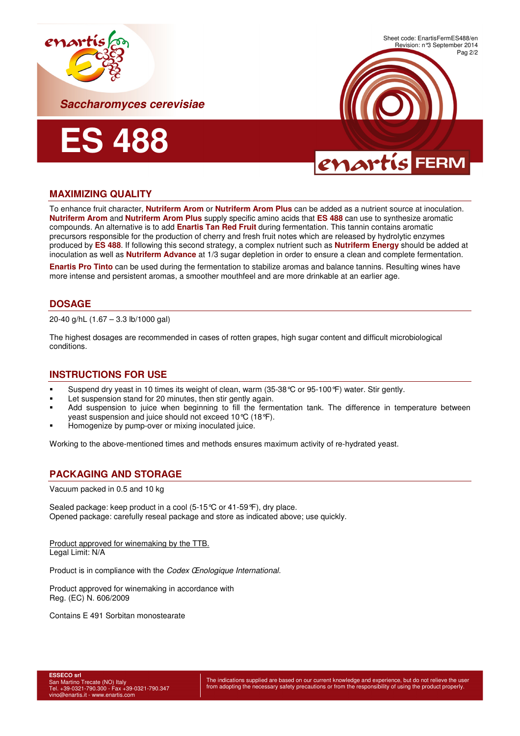*Saccharomyces cerevisiae*

# ES 488

## MAXIMIZING QUALITY

To enhance fruit character, **Nutriferm Arom** or **Nutriferm Arom Plus** can be added as a nutrient source at inoculation. **Nutriferm Arom** and **Nutriferm Arom Plus** supply specific amino acids that **ES 488** can use to synthesize aromatic compounds. An alternative is to add **Enartis Tan Red Fruit** during fermentation. This tannin contains aromatic precursors responsible for the production of cherry and fresh fruit notes which are released by hydrolytic enzymes produced by **ES 488**. If following this second strategy, a complex nutrient such as **Nutriferm Energy** should be added at inoculation as well as **Nutriferm Advance** at 1/3 sugar depletion in order to ensure a clean and complete fermentation.

**Enartis Pro Tinto** can be used during the fermentation to stabilize aromas and balance tannins. Resulting wines have more intense and persistent aromas, a smoother mouthfeel and are more drinkable at an earlier age.

## DOSAGE

20-40 g/hL (1.67 – 3.3 lb/1000 gal)

The highest dosages are recommended in cases of rotten grapes, high sugar content and difficult microbiological conditions.

## INSTRUCTIONS FOR USE

- Suspend dry yeast in 10 times its weight of clean, warm (35-38°C or 95-100°F) water. Stir gently.
- Let suspension stand for 20 minutes, then stir gently again.
- Add suspension to juice when beginning to fill the fermentation tank. The difference in temperature between yeast suspension and juice should not exceed 10°C (18°F).
- Homogenize by pump-over or mixing inoculated juice.

Working to the above-mentioned times and methods ensures maximum activity of re-hydrated yeast.

## PACKAGING AND STORAGE

Vacuum packed in 0.5 and 10 kg

Sealed package: keep product in a cool (5-15°C or 41-59°F), dry place.
Opened package: carefully reseal package and store as indicated above; use quickly.

Product approved for winemaking by the TTB.
Legal Limit: N/A

Product is in compliance with the *Codex Œnologique International.*

Product approved for winemaking in accordance with
Reg. (EC) N. 606/2009

Contains E 491 Sorbitan monostearate

**ESSECO srl**
San Martino Trecate (NO) Italy
Tel. +39-0321-790.300 - Fax +39-0321-790.347
vino@enartis.it - www.enartis.com

The indications supplied are based on our current knowledge and experience, but do not relieve the user from adopting the necessary safety precautions or from the responsibility of using the product properly.